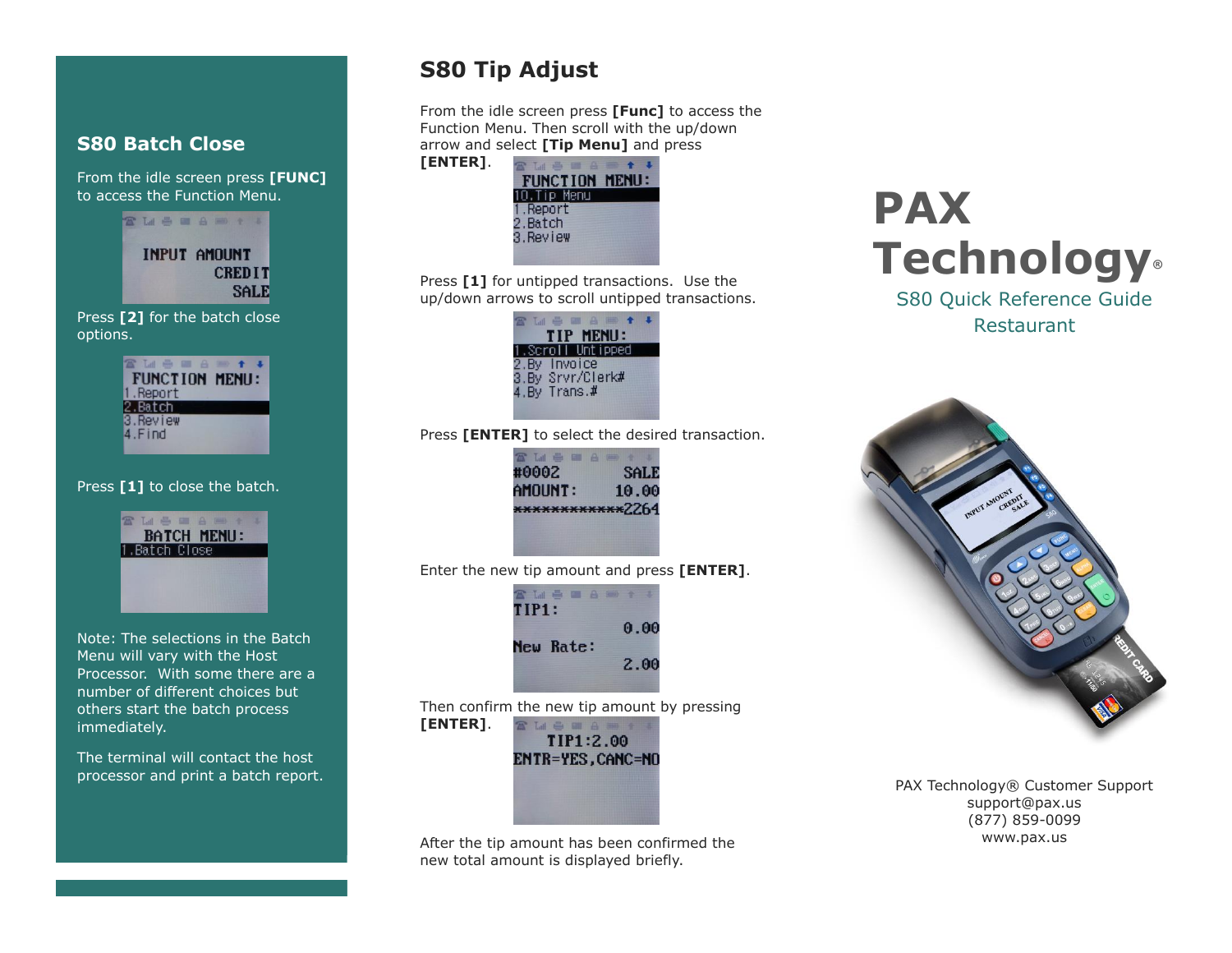## S80 Batch Close

From the idle screen press **[FUNC]** to access the Function Menu.

```
INPUT AMOUNT
      CREDIT
        SALE
```

Press **[2]** for the batch close options.

```
FUNCTION MENU:
1.Report
2.Batch
3.Review
4.Find
```

Press **[1]** to close the batch.

```
BATCH MENU:
1.Batch Close
```

Note: The selections in the Batch Menu will vary with the Host Processor. With some there are a number of different choices but others start the batch process immediately.

The terminal will contact the host processor and print a batch report.

## S80 Tip Adjust

From the idle screen press **[Func]** to access the Function Menu. Then scroll with the up/down arrow and select **[Tip Menu]** and press **[ENTER]**.

```
FUNCTION MENU:
10.Tip Menu
1.Report
2.Batch
3.Review
```

Press **[1]** for untipped transactions. Use the up/down arrows to scroll untipped transactions.

```
TIP MENU:
1.Scroll Untipped
2.By Invoice
3.By Srvr/Clerk#
4.By Trans.#
```

Press **[ENTER]** to select the desired transaction.

```
#0002          SALE
AMOUNT:       10.00
************2264
```

Enter the new tip amount and press **[ENTER]**.

```
TIP1:
               0.00
New Rate:
               2.00
```

Then confirm the new tip amount by pressing **[ENTER]**.

```
TIP1:2.00
ENTR=YES,CANC=NO
```

After the tip amount has been confirmed the new total amount is displayed briefly.

# PAX Technology®

S80 Quick Reference Guide

Restaurant

PAX Technology® Customer Support
support@pax.us
(877) 859-0099
www.pax.us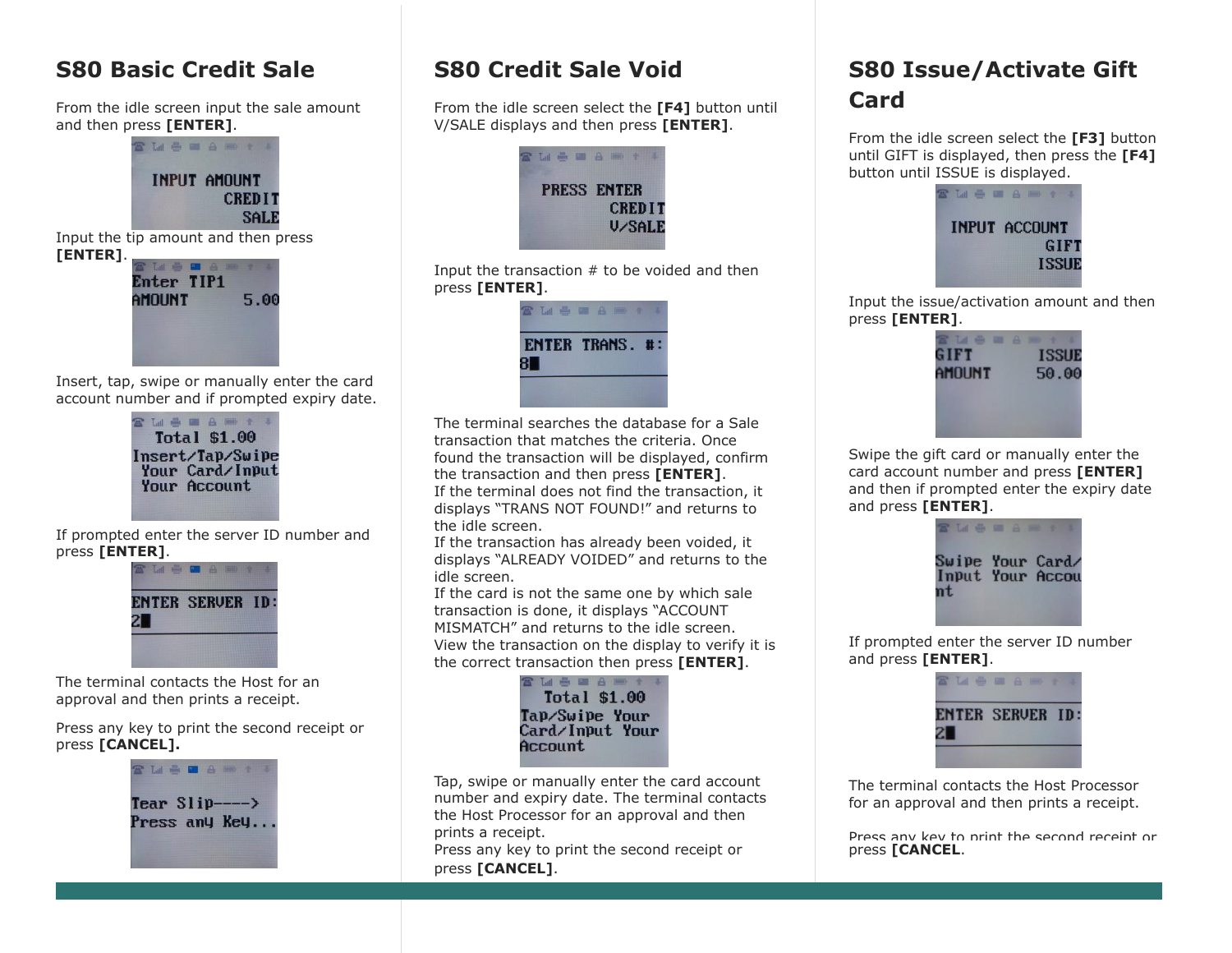## S80 Basic Credit Sale

From the idle screen input the sale amount and then press **[ENTER]**.

Input the tip amount and then press **[ENTER]**.

Insert, tap, swipe or manually enter the card account number and if prompted expiry date.

If prompted enter the server ID number and press **[ENTER]**.

The terminal contacts the Host for an approval and then prints a receipt.

Press any key to print the second receipt or press **[CANCEL].**

## S80 Credit Sale Void

From the idle screen select the **[F4]** button until V/SALE displays and then press **[ENTER]**.

Input the transaction # to be voided and then press **[ENTER]**.

The terminal searches the database for a Sale transaction that matches the criteria. Once found the transaction will be displayed, confirm the transaction and then press **[ENTER]**.
If the terminal does not find the transaction, it displays "TRANS NOT FOUND!" and returns to the idle screen.
If the transaction has already been voided, it displays "ALREADY VOIDED" and returns to the idle screen.
If the card is not the same one by which sale transaction is done, it displays "ACCOUNT MISMATCH" and returns to the idle screen.
View the transaction on the display to verify it is the correct transaction then press **[ENTER]**.

Tap, swipe or manually enter the card account number and expiry date. The terminal contacts the Host Processor for an approval and then prints a receipt.
Press any key to print the second receipt or press **[CANCEL]**.

## S80 Issue/Activate Gift Card

From the idle screen select the **[F3]** button until GIFT is displayed, then press the **[F4]** button until ISSUE is displayed.

Input the issue/activation amount and then press **[ENTER]**.

Swipe the gift card or manually enter the card account number and press **[ENTER]** and then if prompted enter the expiry date and press **[ENTER]**.

If prompted enter the server ID number and press **[ENTER]**.

The terminal contacts the Host Processor for an approval and then prints a receipt.

Press any key to print the second receipt or press **[CANCEL**.